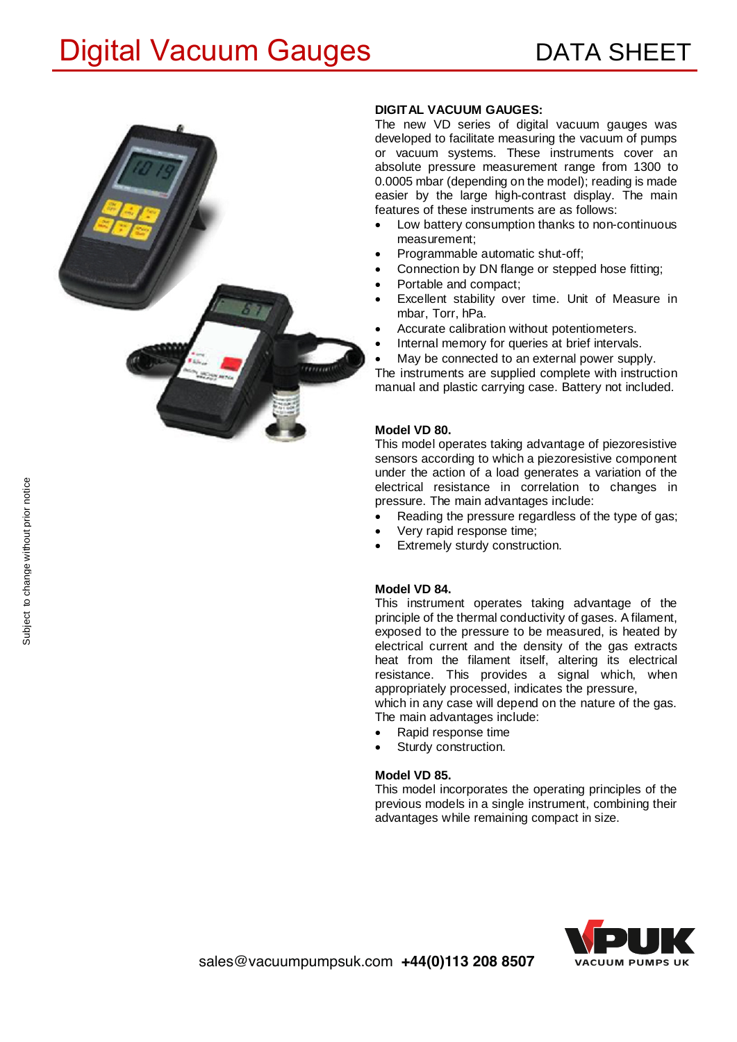# Digital Vacuum Gauges

DATA SHEET

**DIGITAL VACUUM GAUGES:**

The new VD series of digital vacuum gauges was developed to facilitate measuring the vacuum of pumps or vacuum systems. These instruments cover an absolute pressure measurement range from 1300 to 0.0005 mbar (depending on the model); reading is made easier by the large high-contrast display. The main features of these instruments are as follows:

- Low battery consumption thanks to non-continuous measurement;
- Programmable automatic shut-off;
- Connection by DN flange or stepped hose fitting;
- Portable and compact;
- Excellent stability over time. Unit of Measure in mbar, Torr, hPa.
- Accurate calibration without potentiometers.
- Internal memory for queries at brief intervals.
- May be connected to an external power supply.

The instruments are supplied complete with instruction manual and plastic carrying case. Battery not included.

**Model VD 80.**

This model operates taking advantage of piezoresistive sensors according to which a piezoresistive component under the action of a load generates a variation of the electrical resistance in correlation to changes in pressure. The main advantages include:

- Reading the pressure regardless of the type of gas;
- Very rapid response time;
- Extremely sturdy construction.

**Model VD 84.**

This instrument operates taking advantage of the principle of the thermal conductivity of gases. A filament, exposed to the pressure to be measured, is heated by electrical current and the density of the gas extracts heat from the filament itself, altering its electrical resistance. This provides a signal which, when appropriately processed, indicates the pressure, which in any case will depend on the nature of the gas. The main advantages include:

- Rapid response time
- Sturdy construction.

**Model VD 85.**

This model incorporates the operating principles of the previous models in a single instrument, combining their advantages while remaining compact in size.

Subject to change without prior notice

sales@vacuumpumpsuk.com **+44(0)113 208 8507**

VPUK VACUUM PUMPS UK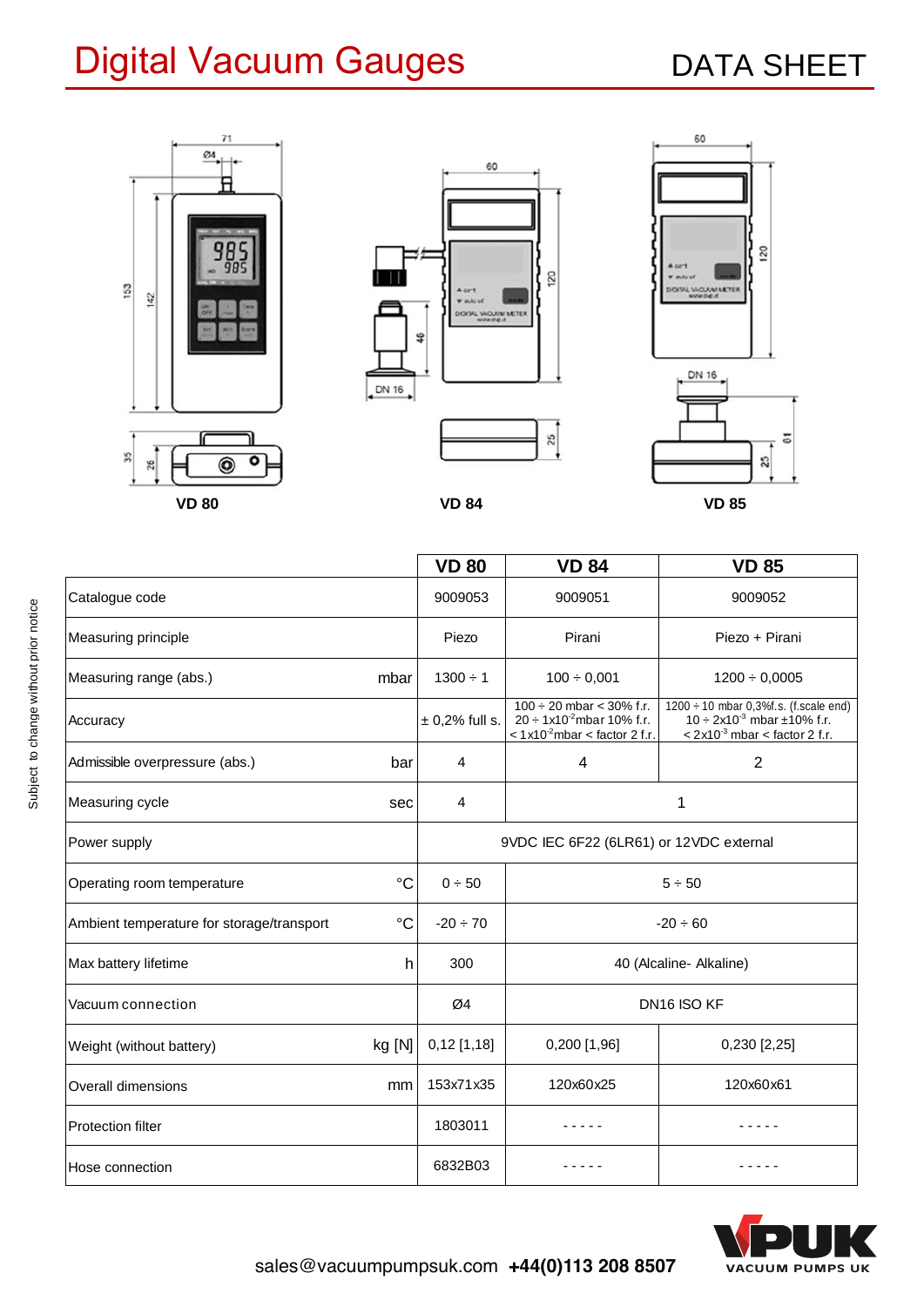# Digital Vacuum Gauges

DATA SHEET

VD 80

VD 84

VD 85

| | | VD 80 | VD 84 | VD 85 |
|---|---|---|---|---|
| Catalogue code | | 9009053 | 9009051 | 9009052 |
| Measuring principle | | Piezo | Pirani | Piezo + Pirani |
| Measuring range (abs.) | mbar | 1300 ÷ 1 | 100 ÷ 0,001 | 1200 ÷ 0,0005 |
| Accuracy | | ± 0,2% full s. | 100 ÷ 20 mbar < 30% f.r. 20 ÷ $1x10^{-2}$mbar 10% f.r. < $1x10^{-2}$mbar < factor 2 f.r. | 1200 ÷ 10 mbar 0,3%f.s. (f.scale end) 10 ÷ $2x10^{-3}$ mbar ±10% f.r. < $2x10^{-3}$ mbar < factor 2 f.r. |
| Admissible overpressure (abs.) | bar | 4 | 4 | 2 |
| Measuring cycle | sec | 4 | 1 | |
| Power supply | | 9VDC IEC 6F22 (6LR61) or 12VDC external | | |
| Operating room temperature | °C | 0 ÷ 50 | 5 ÷ 50 | |
| Ambient temperature for storage/transport | °C | -20 ÷ 70 | -20 ÷ 60 | |
| Max battery lifetime | h | 300 | 40 (Alcaline- Alkaline) | |
| Vacuum connection | | Ø4 | DN16 ISO KF | |
| Weight (without battery) | kg [N] | 0,12 [1,18] | 0,200 [1,96] | 0,230 [2,25] |
| Overall dimensions | mm | 153x71x35 | 120x60x25 | 120x60x61 |
| Protection filter | | 1803011 | - - - - - | - - - - - |
| Hose connection | | 6832B03 | - - - - - | - - - - - |

Subject to change without prior notice

sales@vacuumpumpsuk.com **+44(0)113 208 8507**

VPUK VACUUM PUMPS UK